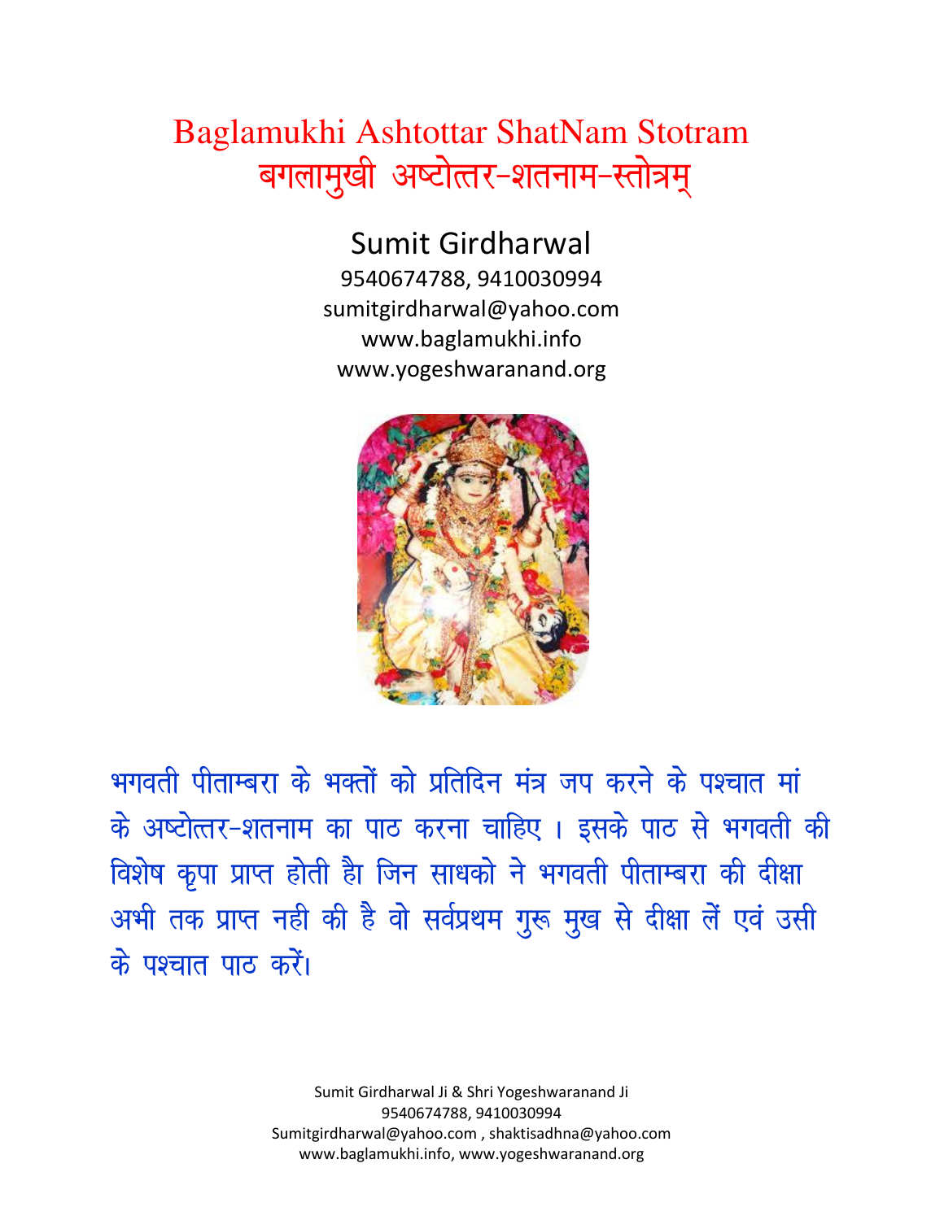# Baglamukhi Ashtottar ShatNam Stotram
# बगलामुखी अष्टोत्तर-शतनाम-स्तोत्रम्

## Sumit Girdharwal

9540674788, 9410030994
sumitgirdharwal@yahoo.com
www.baglamukhi.info
www.yogeshwaranand.org

भगवती पीताम्बरा के भक्तों को प्रतिदिन मंत्र जप करने के पश्चात मां के अष्टोत्तर-शतनाम का पाठ करना चाहिए । इसके पाठ से भगवती की विशेष कृपा प्राप्त होती है जिन साधको ने भगवती पीताम्बरा की दीक्षा अभी तक प्राप्त नही की है वो सर्वप्रथम गुरू मुख से दीक्षा लें एवं उसी के पश्चात पाठ करें।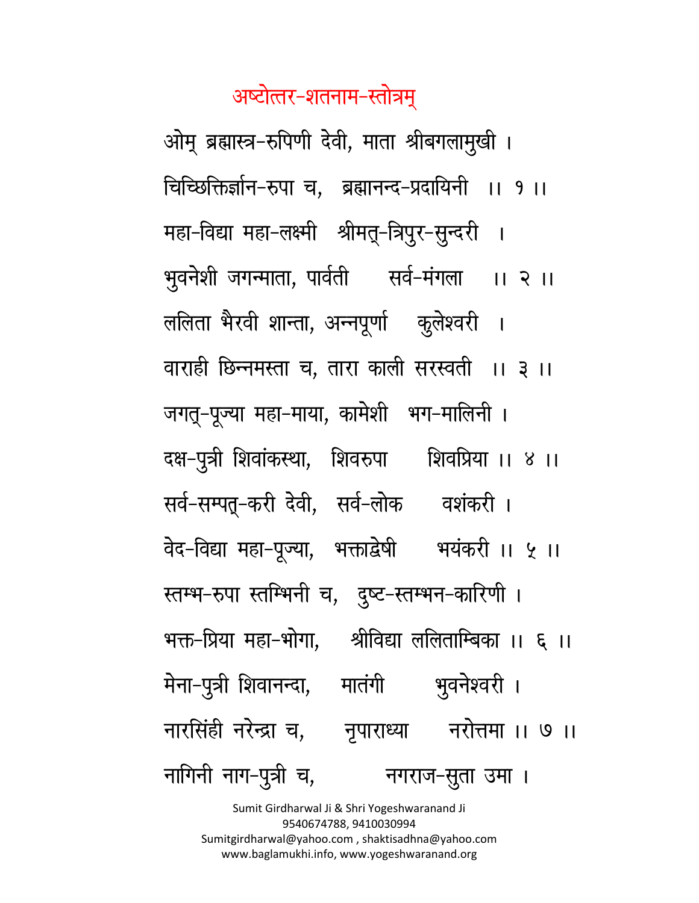## अष्टोत्तर-शतनाम-स्तोत्रम्

ओम् ब्रह्मास्त्र-रुपिणी देवी, माता श्रीबगलामुखी ।
चिच्छिक्तिर्ज्ञान-रुपा च, ब्रह्मानन्द-प्रदायिनी ।। १ ।।

महा-विद्या महा-लक्ष्मी श्रीमत्-त्रिपुर-सुन्दरी ।
भुवनेशी जगन्माता, पार्वती सर्व-मंगला ।। २ ।।

ललिता भैरवी शान्ता, अन्नपूर्णा कुलेश्वरी ।
वाराही छिन्नमस्ता च, तारा काली सरस्वती ।। ३ ।।

जगत्-पूज्या महा-माया, कामेशी भग-मालिनी ।
दक्ष-पुत्री शिवांकस्था, शिवरुपा शिवप्रिया ।। ४ ।।

सर्व-सम्पत्-करी देवी, सर्व-लोक वशंकरी ।
वेद-विद्या महा-पूज्या, भक्ताद्वेषी भयंकरी ।। ५ ।।

स्तम्भ-रुपा स्तम्भिनी च, दुष्ट-स्तम्भन-कारिणी ।
भक्त-प्रिया महा-भोगा, श्रीविद्या ललिताम्बिका ।। ६ ।।

मेना-पुत्री शिवानन्दा, मातंगी भुवनेश्वरी ।
नारसिंही नरेन्द्रा च, नृपाराध्या नरोत्तमा ।। ७ ।।

नागिनी नाग-पुत्री च, नगराज-सुता उमा ।

Sumit Girdharwal Ji & Shri Yogeshwaranand Ji
9540674788, 9410030994
Sumitgirdharwal@yahoo.com , shaktisadhna@yahoo.com
www.baglamukhi.info, www.yogeshwaranand.org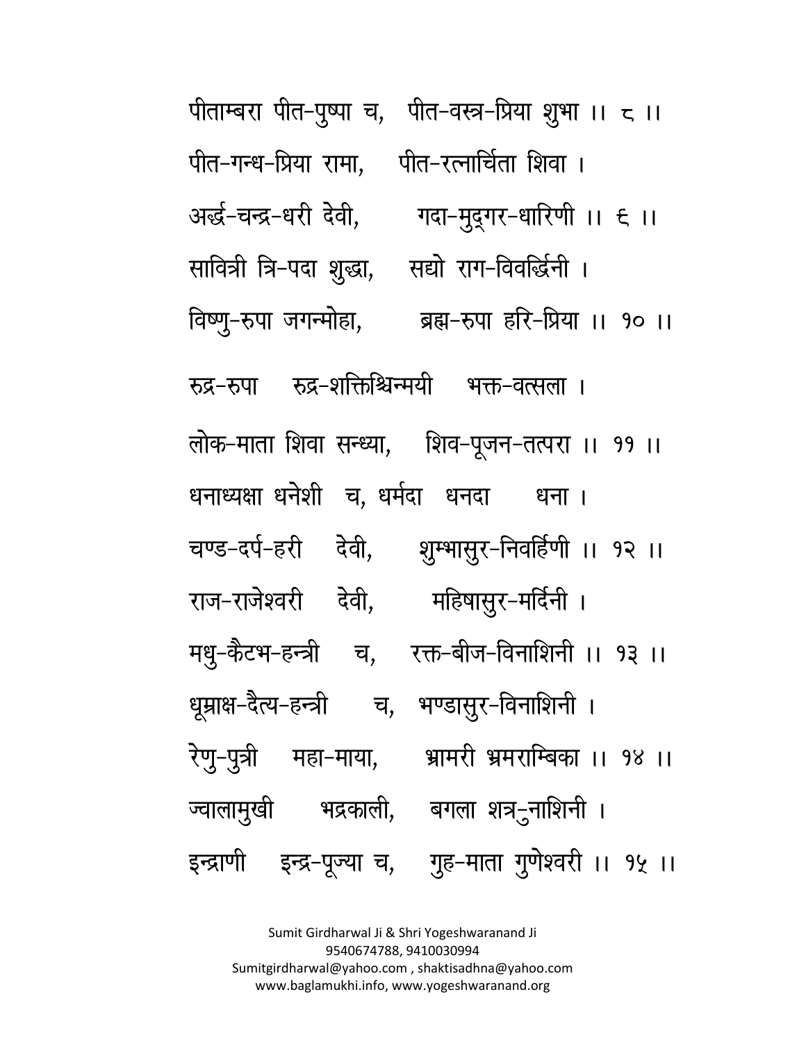पीताम्बरा पीत-पुष्पा च, पीत-वस्त्र-प्रिया शुभा ।। ८ ।।

पीत-गन्ध-प्रिया रामा, पीत-रत्नार्चिता शिवा ।

अर्द्ध-चन्द्र-धरी देवी, गदा-मुद्गर-धारिणी ।। ६ ।।

सावित्री त्रि-पदा शुद्धा, सद्यो राग-विवर्द्धिनी ।

विष्णु-रुपा जगन्मोहा, ब्रह्म-रुपा हरि-प्रिया ।। १० ।।

रुद्र-रुपा रुद्र-शक्तिश्चिन्मयी भक्त-वत्सला ।

लोक-माता शिवा सन्ध्या, शिव-पूजन-तत्परा ।। ११ ।।

धनाध्यक्षा धनेशी च, धर्मदा धनदा धना ।

चण्ड-दर्प-हरी देवी, शुम्भासुर-निवर्हिणी ।। १२ ।।

राज-राजेश्वरी देवी, महिषासुर-मर्दिनी ।

मधु-कैटभ-हन्त्री च, रक्त-बीज-विनाशिनी ।। १३ ।।

धूम्राक्ष-दैत्य-हन्त्री च, भण्डासुर-विनाशिनी ।

रेणु-पुत्री महा-माया, भ्रामरी भ्रमराम्बिका ।। १४ ।।

ज्वालामुखी भद्रकाली, बगला शत्रु-नाशिनी ।

इन्द्राणी इन्द्र-पूज्या च, गुह-माता गुणेश्वरी ।। १५ ।।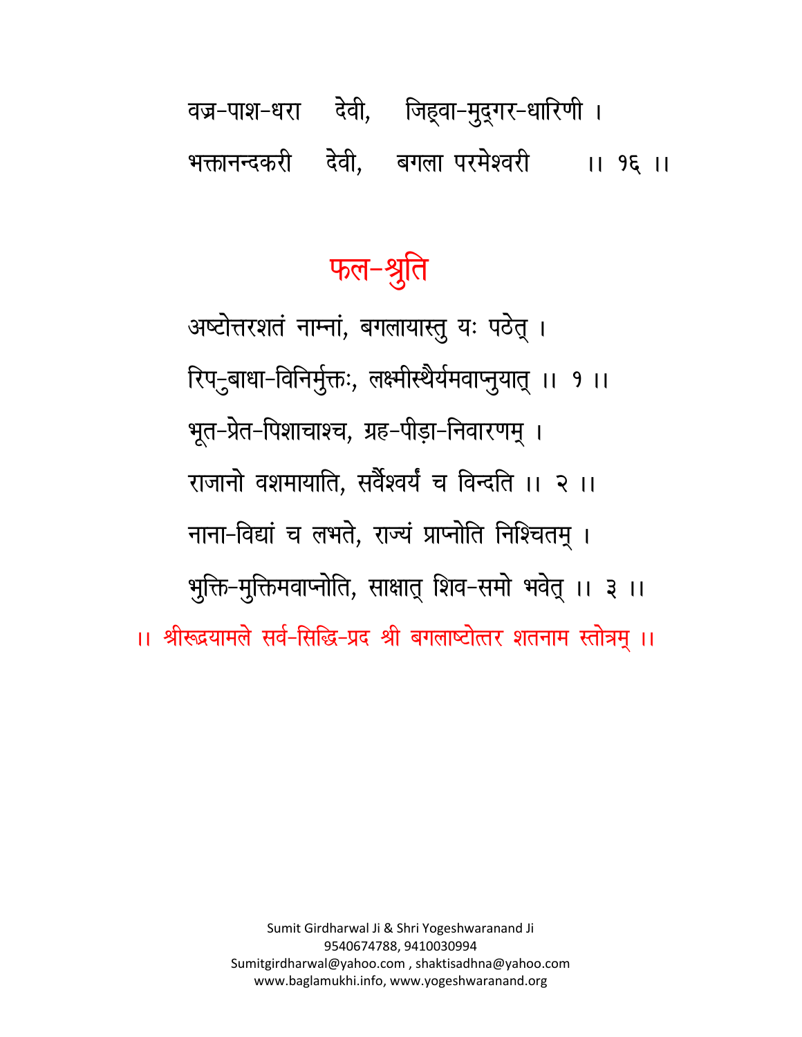वज्र-पाश-धरा देवी, जिह्वा-मुद्गर-धारिणी ।
भक्तानन्दकरी देवी, बगला परमेश्वरी ।। १६ ।।

## फल-श्रुति

अष्टोत्तरशतं नाम्नां, बगलायास्तु यः पठेत् ।
रिपु-बाधा-विनिर्मुक्तः, लक्ष्मीस्थैर्यमवाप्नुयात् ।। १ ।।
भूत-प्रेत-पिशाचाश्च, ग्रह-पीड़ा-निवारणम् ।
राजानो वशमायाति, सर्वैश्वर्यं च विन्दति ।। २ ।।
नाना-विद्यां च लभते, राज्यं प्राप्नोति निश्चितम् ।
भुक्ति-मुक्तिमवाप्नोति, साक्षात् शिव-समो भवेत् ।। ३ ।।

।। श्रीरूद्रयामले सर्व-सिद्धि-प्रद श्री बगलाष्टोत्तर शतनाम स्तोत्रम् ।।

Sumit Girdharwal Ji & Shri Yogeshwaranand Ji
9540674788, 9410030994
Sumitgirdharwal@yahoo.com , shaktisadhna@yahoo.com
www.baglamukhi.info, www.yogeshwaranand.org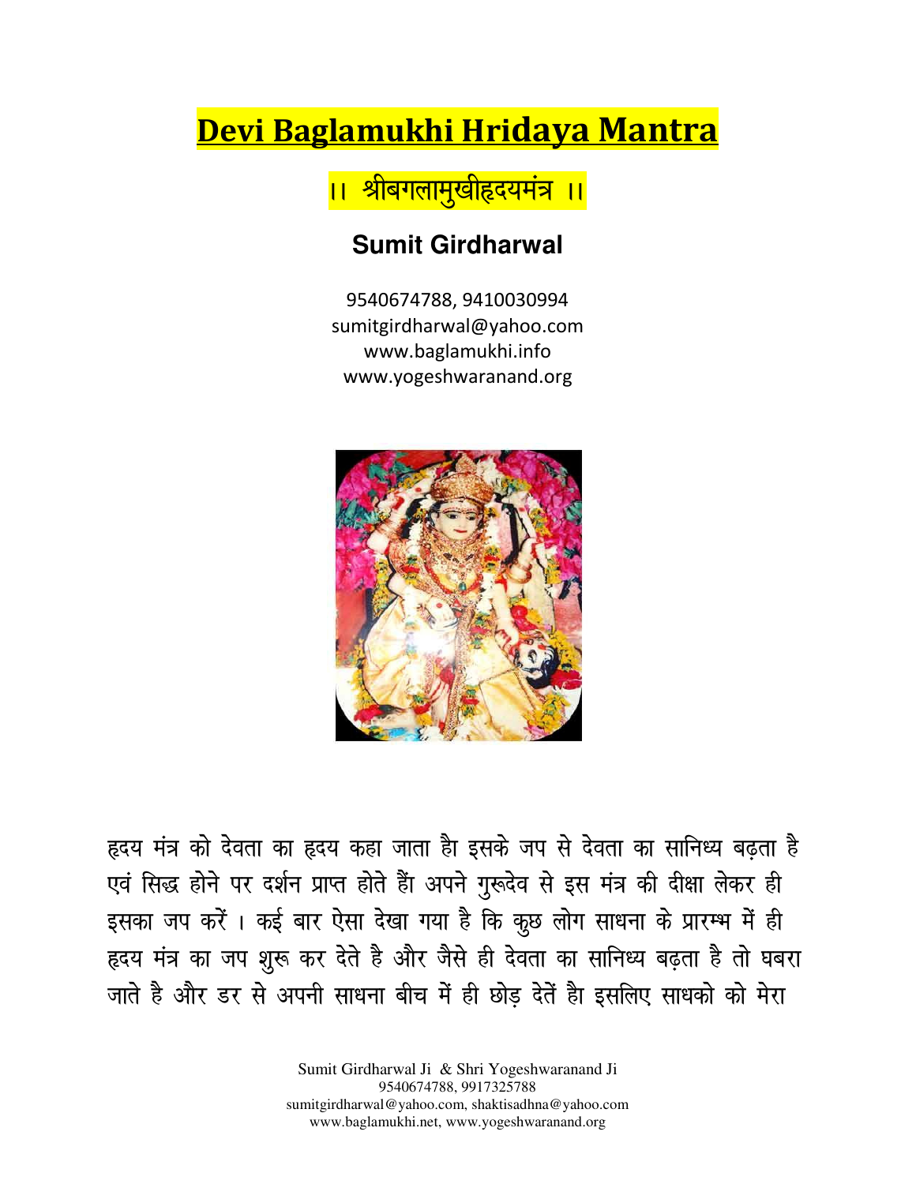# Devi Baglamukhi Hridaya Mantra

## ।। श्रीबगलामुखीहृदयमंत्र ।।

**Sumit Girdharwal**

9540674788, 9410030994
sumitgirdharwal@yahoo.com
www.baglamukhi.info
www.yogeshwaranand.org

हृदय मंत्र को देवता का हृदय कहा जाता है इसके जप से देवता का सानिध्य बढ़ता है एवं सिद्ध होने पर दर्शन प्राप्त होते हैं अपने गुरूदेव से इस मंत्र की दीक्षा लेकर ही इसका जप करें । कई बार ऐसा देखा गया है कि कुछ लोग साधना के प्रारम्भ में ही हृदय मंत्र का जप शुरू कर देते है और जैसे ही देवता का सानिध्य बढ़ता है तो घबरा जाते है और डर से अपनी साधना बीच में ही छोड़ देतें है इसलिए साधको को मेरा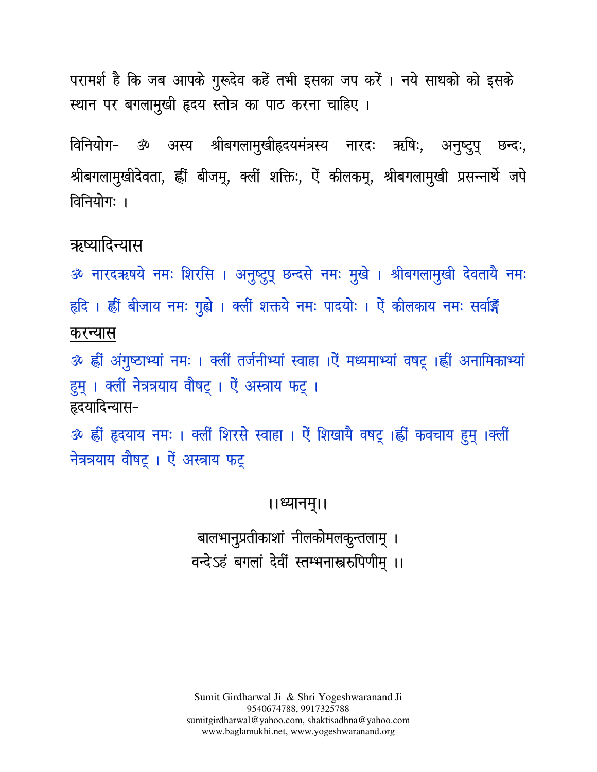परामर्श है कि जब आपके गुरूदेव कहें तभी इसका जप करें । नये साधको को इसके स्थान पर बगलामुखी हृदय स्तोत्र का पाठ करना चाहिए ।

<u>विनियोग-</u> ॐ अस्य श्रीबगलामुखीहृदयमंत्रस्य नारदः ऋषिः, अनुष्टुप् छन्दः, श्रीबगलामुखीदेवता, ह्लीं बीजम्, क्लीं शक्तिः, ऐं कीलकम्, श्रीबगलामुखी प्रसन्नार्थे जपे विनियोगः ।

## ऋष्यादिन्यास

ॐ नारदऋषये नमः शिरसि । अनुष्टुप् छन्दसे नमः मुखे । श्रीबगलामुखी देवतायै नमः हृदि । ह्लीं बीजाय नमः गुह्ये । क्लीं शक्तये नमः पादयोः । ऐं कीलकाय नमः सर्वाङ्गे

## करन्यास

ॐ ह्लीं अंगुष्ठाभ्यां नमः । क्लीं तर्जनीभ्यां स्वाहा ।ऐं मध्यमाभ्यां वषट् ।ह्लीं अनामिकाभ्यां हुम् । क्लीं नेत्रत्रयाय वौषट् । ऐं अस्त्राय फट् ।

## हृदयादिन्यास-

ॐ ह्लीं हृदयाय नमः । क्लीं शिरसे स्वाहा । ऐं शिखायै वषट् ।ह्लीं कवचाय हुम् ।क्लीं नेत्रत्रयाय वौषट् । ऐं अस्त्राय फट्

।।ध्यानम्।।

बालभानुप्रतीकाशां नीलकोमलकुन्तलाम् ।
वन्देऽहं बगलां देवीं स्तम्भनास्त्ररुपिणीम् ।।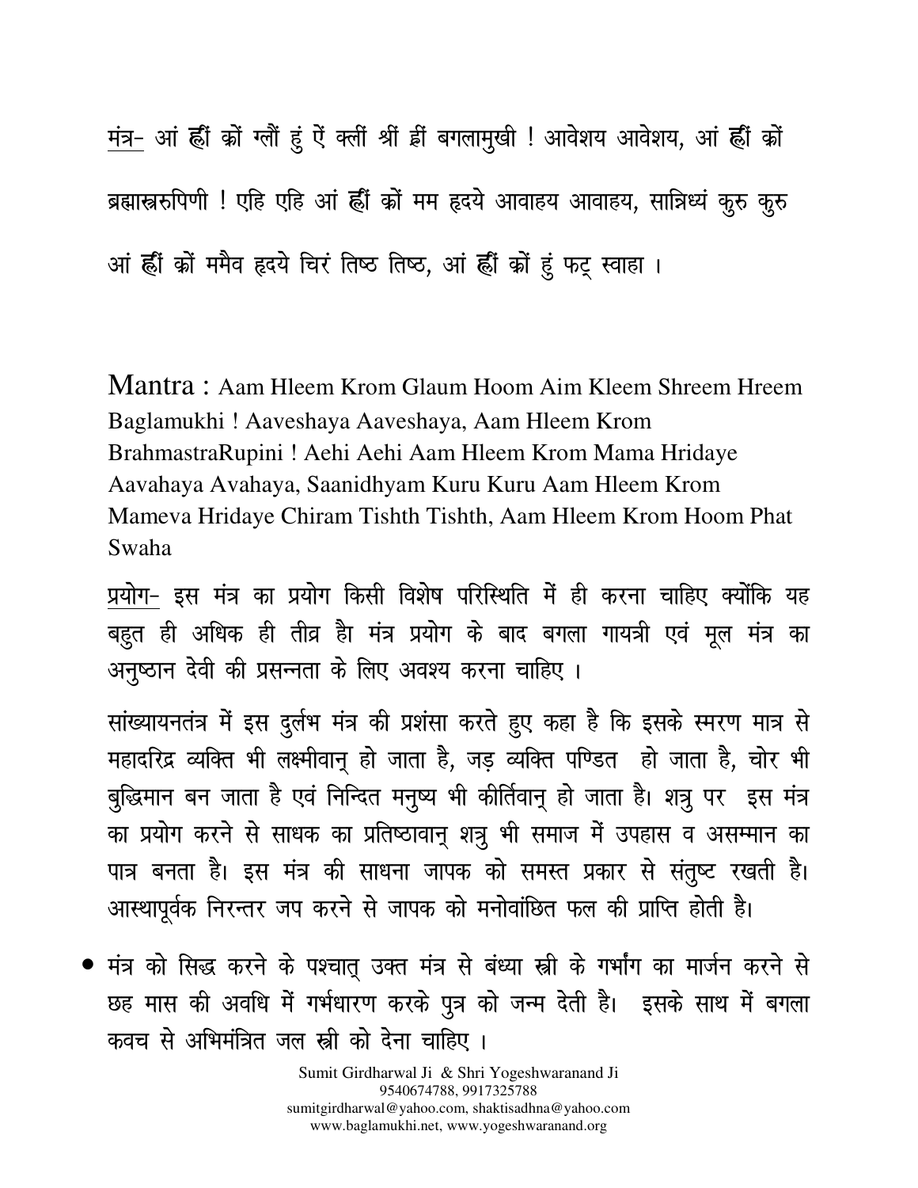<u>मंत्र-</u> आं ह्लीं क्रों ग्लौं हुं ऐं क्लीं श्रीं ह्रीं बगलामुखी ! आवेशय आवेशय, आं ह्लीं क्रों ब्रह्मास्त्ररुपिणी ! एहि एहि आं ह्लीं क्रों मम हृदये आवाहय आवाहय, सान्निध्यं कुरु कुरु आं ह्लीं क्रों ममैव हृदये चिरं तिष्ठ तिष्ठ, आं ह्लीं क्रों हुं फट् स्वाहा ।

Mantra : Aam Hleem Krom Glaum Hoom Aim Kleem Shreem Hreem Baglamukhi ! Aaveshaya Aaveshaya, Aam Hleem Krom BrahmastraRupini ! Aehi Aehi Aam Hleem Krom Mama Hridaye Aavahaya Avahaya, Saanidhyam Kuru Kuru Aam Hleem Krom Mameva Hridaye Chiram Tishth Tishth, Aam Hleem Krom Hoom Phat Swaha

<u>प्रयोग-</u> इस मंत्र का प्रयोग किसी विशेष परिस्थिति में ही करना चाहिए क्योंकि यह बहुत ही अधिक ही तीव्र है मंत्र प्रयोग के बाद बगला गायत्री एवं मूल मंत्र का अनुष्ठान देवी की प्रसन्नता के लिए अवश्य करना चाहिए ।

सांख्यायनतंत्र में इस दुर्लभ मंत्र की प्रशंसा करते हुए कहा है कि इसके स्मरण मात्र से महादरिद्र व्यक्ति भी लक्ष्मीवान् हो जाता है, जड़ व्यक्ति पण्डित हो जाता है, चोर भी बुद्धिमान बन जाता है एवं निन्दित मनुष्य भी कीर्तिवान् हो जाता है। शत्रु पर इस मंत्र का प्रयोग करने से साधक का प्रतिष्ठावान् शत्रु भी समाज में उपहास व असम्मान का पात्र बनता है। इस मंत्र की साधना जापक को समस्त प्रकार से संतुष्ट रखती है। आस्थापूर्वक निरन्तर जप करने से जापक को मनोवांछित फल की प्राप्ति होती है।

- मंत्र को सिद्ध करने के पश्चात् उक्त मंत्र से बंध्या स्त्री के गर्भांग का मार्जन करने से छह मास की अवधि में गर्भधारण करके पुत्र को जन्म देती है। इसके साथ में बगला कवच से अभिमंत्रित जल स्त्री को देना चाहिए ।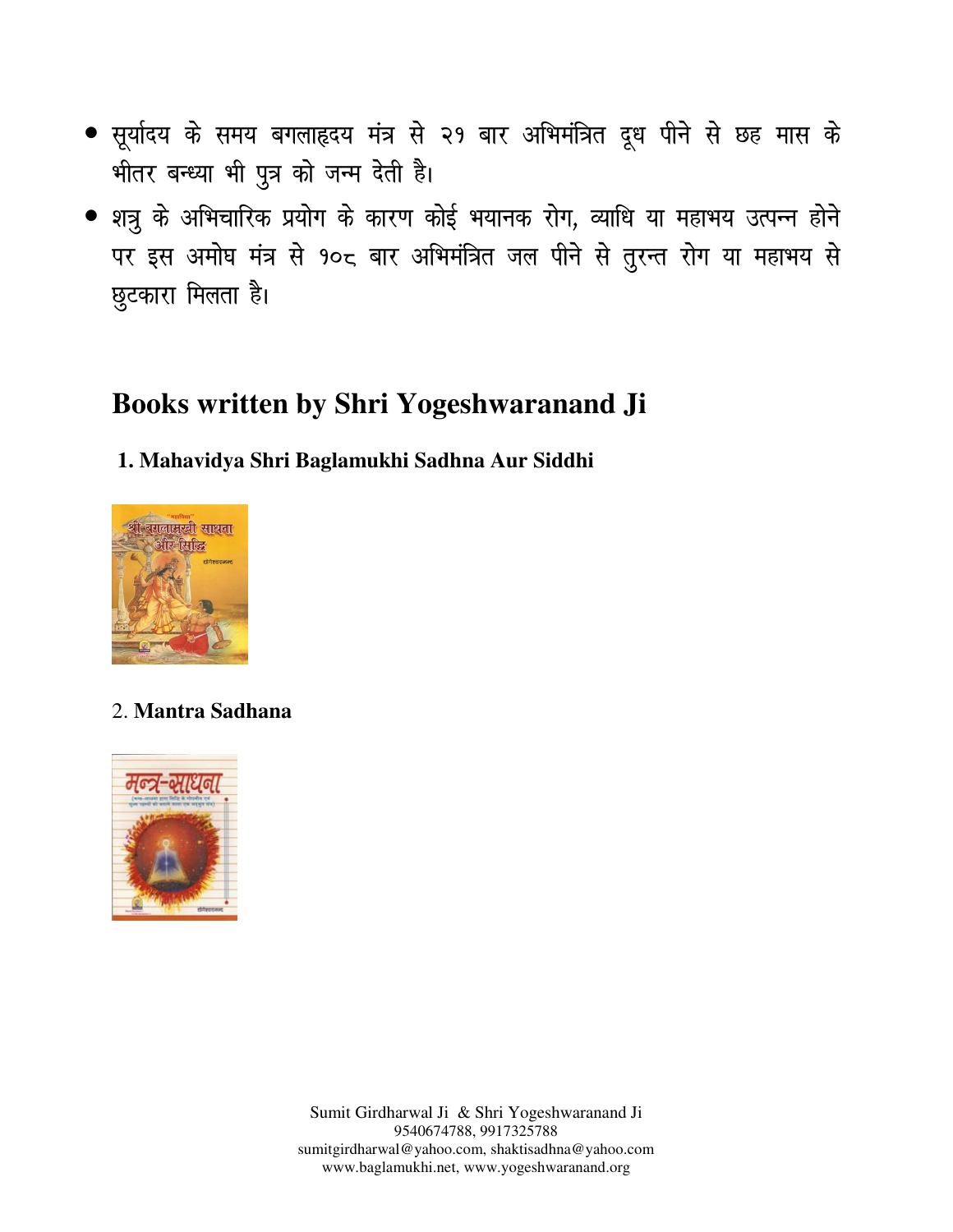- सूर्यादय के समय बगलाहृदय मंत्र से २१ बार अभिमंत्रित दूध पीने से छह मास के भीतर बन्ध्या भी पुत्र को जन्म देती है।
- शत्रु के अभिचारिक प्रयोग के कारण कोई भयानक रोग, व्याधि या महाभय उत्पन्न होने पर इस अमोघ मंत्र से १०८ बार अभिमंत्रित जल पीने से तुरन्त रोग या महाभय से छुटकारा मिलता है।

## Books written by Shri Yogeshwaranand Ji

**1. Mahavidya Shri Baglamukhi Sadhna Aur Siddhi**

2. **Mantra Sadhana**

Sumit Girdharwal Ji & Shri Yogeshwaranand Ji
9540674788, 9917325788
sumitgirdharwal@yahoo.com, shaktisadhna@yahoo.com
www.baglamukhi.net, www.yogeshwaranand.org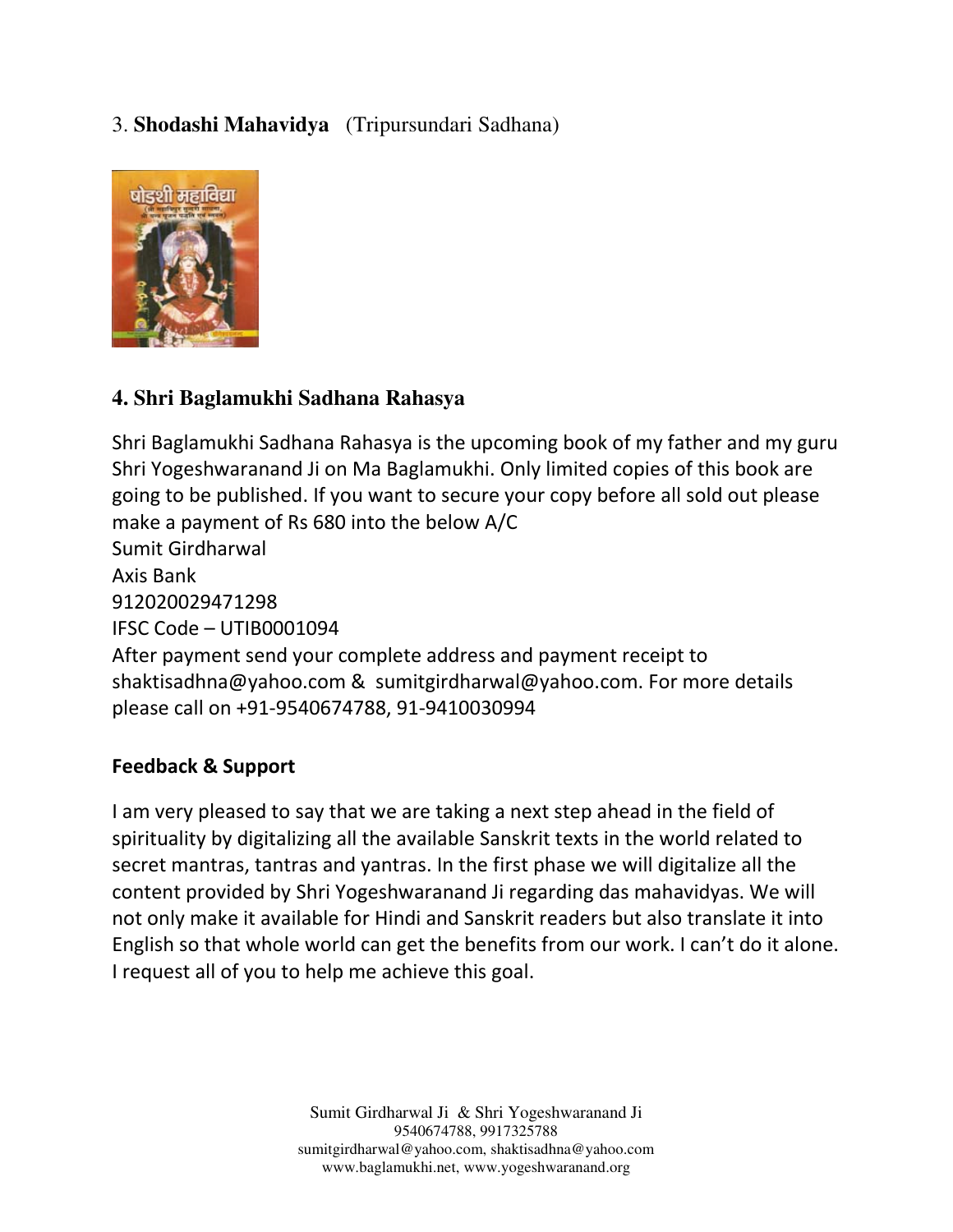3. **Shodashi Mahavidya** (Tripursundari Sadhana)

### 4. Shri Baglamukhi Sadhana Rahasya

Shri Baglamukhi Sadhana Rahasya is the upcoming book of my father and my guru Shri Yogeshwaranand Ji on Ma Baglamukhi. Only limited copies of this book are going to be published. If you want to secure your copy before all sold out please make a payment of Rs 680 into the below A/C
Sumit Girdharwal
Axis Bank
912020029471298
IFSC Code – UTIB0001094
After payment send your complete address and payment receipt to shaktisadhna@yahoo.com & sumitgirdharwal@yahoo.com. For more details please call on +91-9540674788, 91-9410030994

**Feedback & Support**

I am very pleased to say that we are taking a next step ahead in the field of spirituality by digitalizing all the available Sanskrit texts in the world related to secret mantras, tantras and yantras. In the first phase we will digitalize all the content provided by Shri Yogeshwaranand Ji regarding das mahavidyas. We will not only make it available for Hindi and Sanskrit readers but also translate it into English so that whole world can get the benefits from our work. I can't do it alone. I request all of you to help me achieve this goal.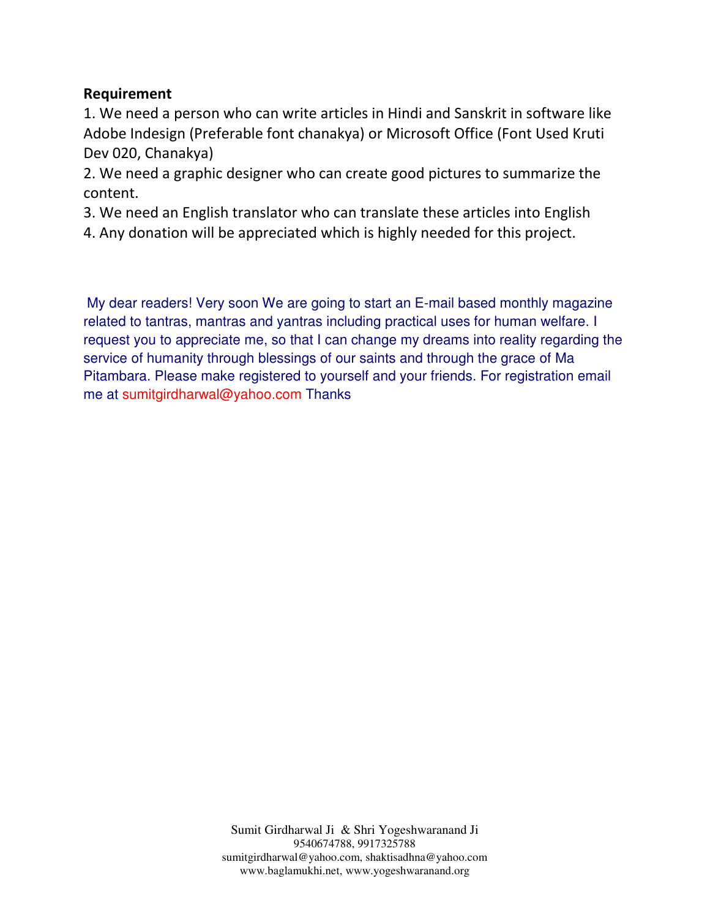**Requirement**

1. We need a person who can write articles in Hindi and Sanskrit in software like Adobe Indesign (Preferable font chanakya) or Microsoft Office (Font Used Kruti Dev 020, Chanakya)
2. We need a graphic designer who can create good pictures to summarize the content.
3. We need an English translator who can translate these articles into English
4. Any donation will be appreciated which is highly needed for this project.

My dear readers! Very soon We are going to start an E-mail based monthly magazine related to tantras, mantras and yantras including practical uses for human welfare. I request you to appreciate me, so that I can change my dreams into reality regarding the service of humanity through blessings of our saints and through the grace of Ma Pitambara. Please make registered to yourself and your friends. For registration email me at sumitgirdharwal@yahoo.com Thanks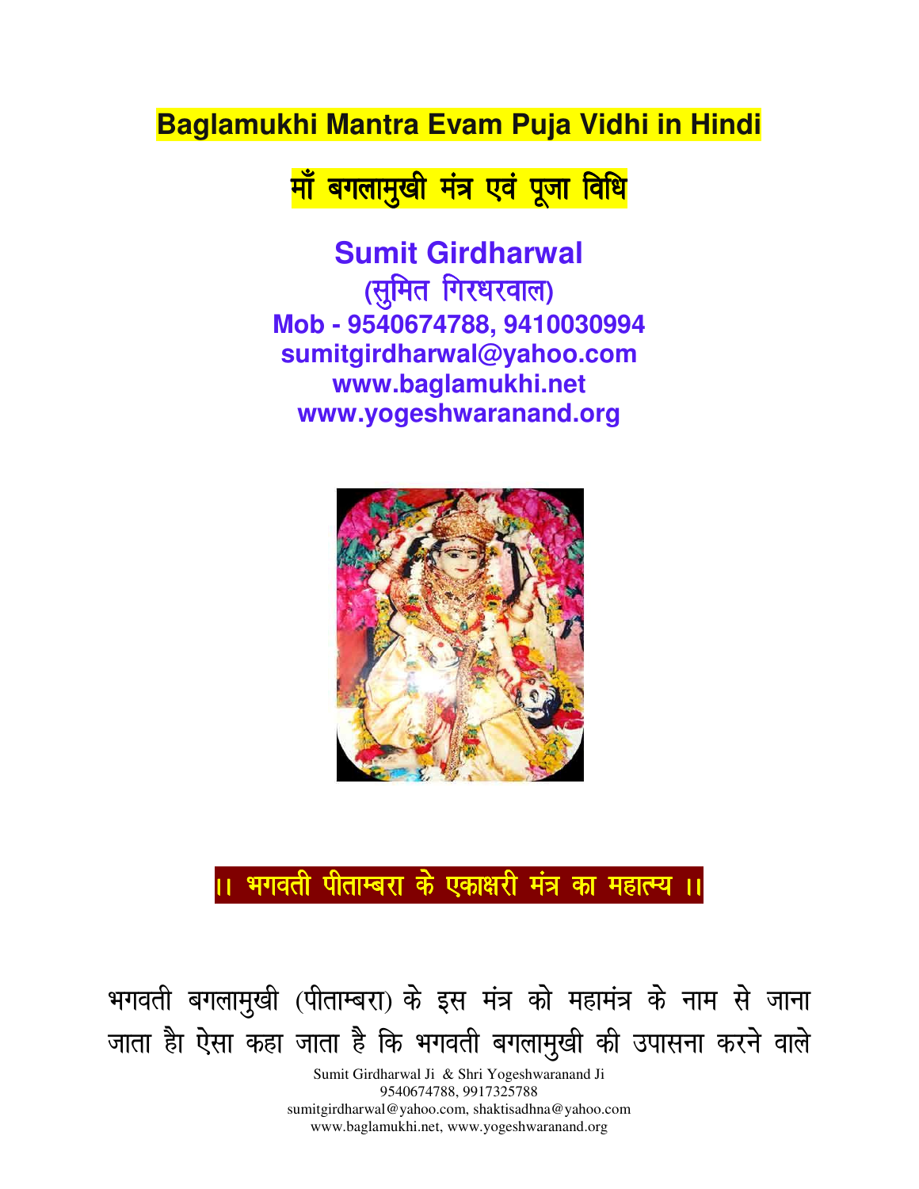# Baglamukhi Mantra Evam Puja Vidhi in Hindi

# माँ बगलामुखी मंत्र एवं पूजा विधि

**Sumit Girdharwal**
**(सुमित गिरधरवाल)**
**Mob - 9540674788, 9410030994**
**sumitgirdharwal@yahoo.com**
**www.baglamukhi.net**
**www.yogeshwaranand.org**

## ।। भगवती पीताम्बरा के एकाक्षरी मंत्र का महात्म्य ।।

भगवती बगलामुखी (पीताम्बरा) के इस मंत्र को महामंत्र के नाम से जाना जाता है ऐसा कहा जाता है कि भगवती बगलामुखी की उपासना करने वाले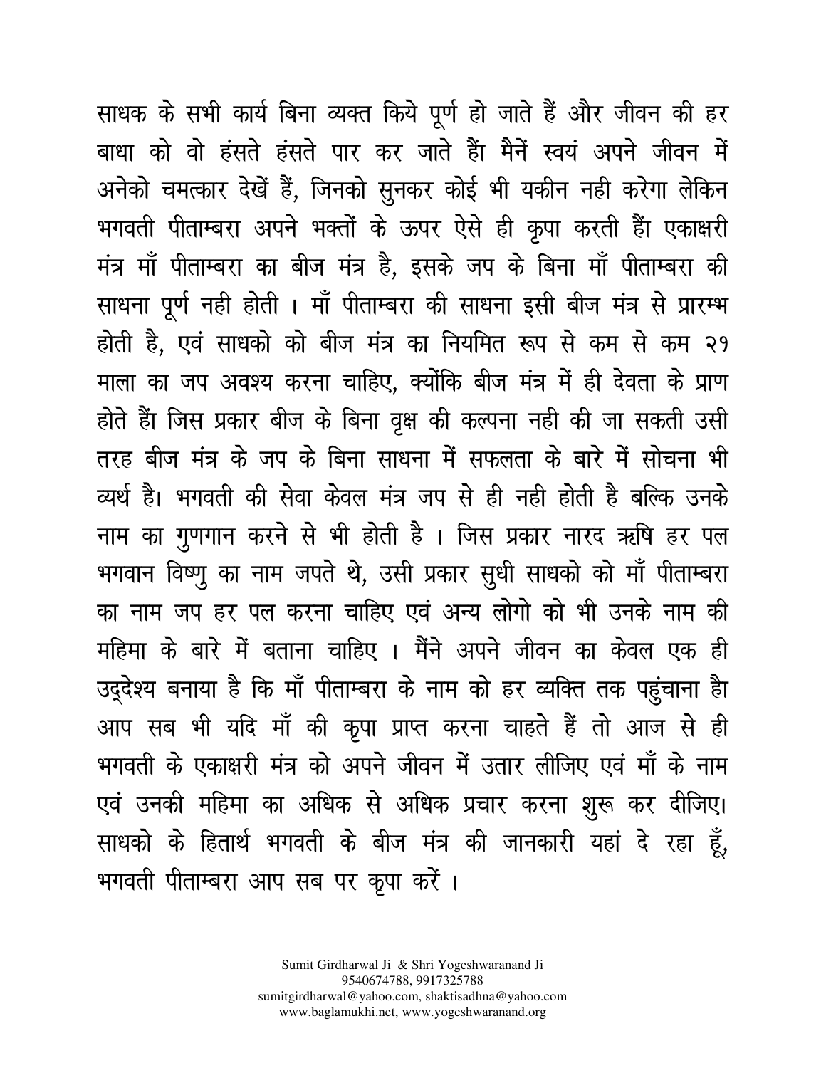साधक के सभी कार्य बिना व्यक्त किये पूर्ण हो जाते हैं और जीवन की हर बाधा को वो हंसते हंसते पार कर जाते हैं मैनें स्वयं अपने जीवन में अनेको चमत्कार देखें हैं, जिनको सुनकर कोई भी यकीन नही करेगा लेकिन भगवती पीताम्बरा अपने भक्तों के ऊपर ऐसे ही कृपा करती हैं एकाक्षरी मंत्र माँ पीताम्बरा का बीज मंत्र है, इसके जप के बिना माँ पीताम्बरा की साधना पूर्ण नही होती । माँ पीताम्बरा की साधना इसी बीज मंत्र से प्रारम्भ होती है, एवं साधको को बीज मंत्र का नियमित रूप से कम से कम २१ माला का जप अवश्य करना चाहिए, क्योंकि बीज मंत्र में ही देवता के प्राण होते हैं जिस प्रकार बीज के बिना वृक्ष की कल्पना नही की जा सकती उसी तरह बीज मंत्र के जप के बिना साधना में सफलता के बारे में सोचना भी व्यर्थ है। भगवती की सेवा केवल मंत्र जप से ही नही होती है बल्कि उनके नाम का गुणगान करने से भी होती है । जिस प्रकार नारद ऋषि हर पल भगवान विष्णु का नाम जपते थे, उसी प्रकार सुधी साधको को माँ पीताम्बरा का नाम जप हर पल करना चाहिए एवं अन्य लोगो को भी उनके नाम की महिमा के बारे में बताना चाहिए । मैंने अपने जीवन का केवल एक ही उद्देश्य बनाया है कि माँ पीताम्बरा के नाम को हर व्यक्ति तक पहुंचाना है आप सब भी यदि माँ की कृपा प्राप्त करना चाहते हैं तो आज से ही भगवती के एकाक्षरी मंत्र को अपने जीवन में उतार लीजिए एवं माँ के नाम एवं उनकी महिमा का अधिक से अधिक प्रचार करना शुरू कर दीजिए। साधको के हितार्थ भगवती के बीज मंत्र की जानकारी यहां दे रहा हूँ, भगवती पीताम्बरा आप सब पर कृपा करें ।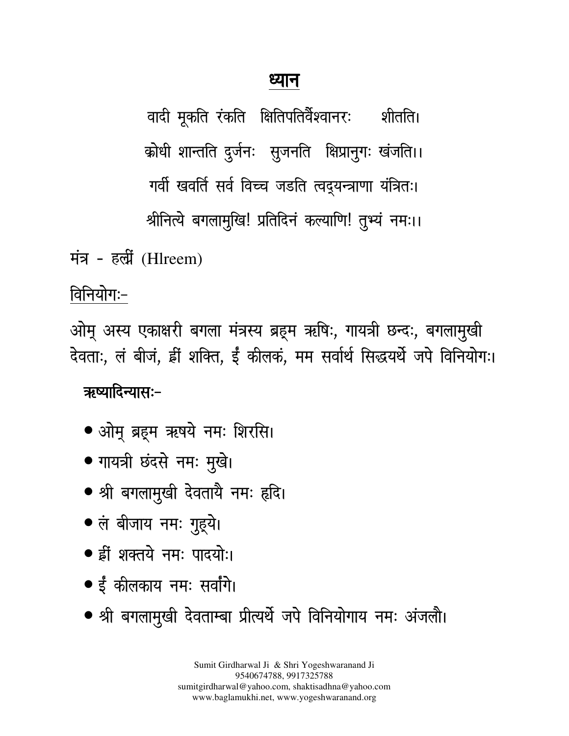## ध्यान

वादी मूकति रंकति क्षितिपतिर्वैश्वानरः शीतति।
क्रोधी शान्तति दुर्जनः सुजनति क्षिप्रानुगः खंजति।।
गर्वी खवर्ति सर्व विच्च जडति त्वद्यन्त्राणा यंत्रितः।
श्रीनित्ये बगलामुखि! प्रतिदिनं कल्याणि! तुभ्यं नमः।।

मंत्र - ह्ल्रीं (Hlreem)

विनियोगः-

ओम् अस्य एकाक्षरी बगला मंत्रस्य ब्रह्म ऋषिः, गायत्री छन्दः, बगलामुखी देवताः, लं बीजं, ह्रीं शक्ति, ईं कीलकं, मम सर्वार्थ सिद्धयर्थे जपे विनियोगः।

**ऋष्यादिन्यासः-**

- ओम् ब्रह्म ऋषये नमः शिरसि।
- गायत्री छंदसे नमः मुखे।
- श्री बगलामुखी देवतायै नमः हृदि।
- लं बीजाय नमः गुह्ये।
- ह्रीं शक्तये नमः पादयोः।
- ईं कीलकाय नमः सर्वांगे।
- श्री बगलामुखी देवताम्बा प्रीत्यर्थे जपे विनियोगाय नमः अंजलौ।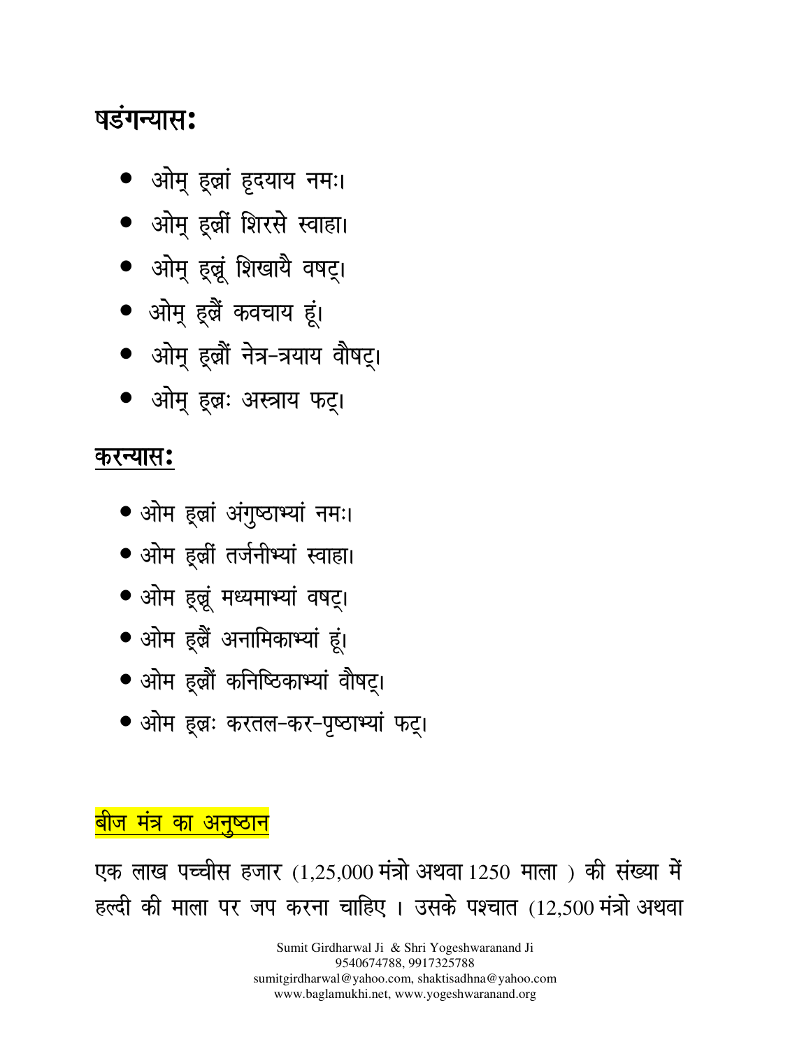## षडंगन्यासः

- ओम् ह्ल्रां हृदयाय नमः।
- ओम् ह्ल्रीं शिरसे स्वाहा।
- ओम् ह्ल्रूं शिखायै वषट्।
- ओम् ह्ल्रैं कवचाय हूं।
- ओम् ह्ल्रौं नेत्र-त्रयाय वौषट्।
- ओम् ह्ल्रः अस्त्राय फट्।

## करन्यासः

- ओम ह्ल्रां अंगुष्ठाभ्यां नमः।
- ओम ह्ल्रीं तर्जनीभ्यां स्वाहा।
- ओम ह्ल्रूं मध्यमाभ्यां वषट्।
- ओम ह्ल्रैं अनामिकाभ्यां हूं।
- ओम ह्ल्रौं कनिष्ठिकाभ्यां वौषट्।
- ओम ह्ल्रः करतल-कर-पृष्ठाभ्यां फट्।

## बीज मंत्र का अनुष्ठान

एक लाख पच्चीस हजार (1,25,000 मंत्रो अथवा 1250 माला ) की संख्या में हल्दी की माला पर जप करना चाहिए । उसके पश्चात (12,500 मंत्रो अथवा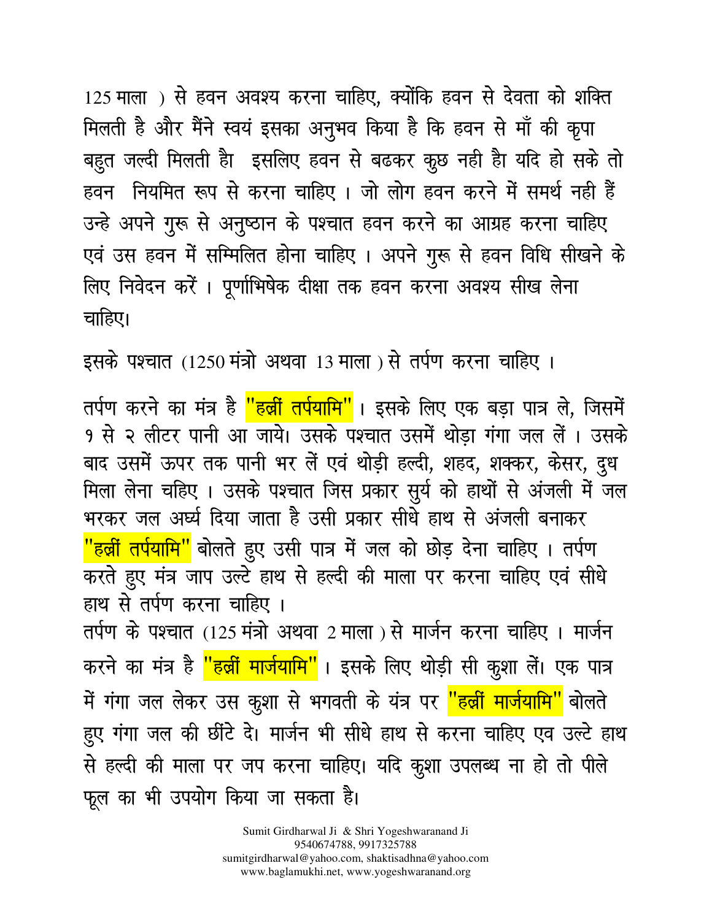125 माला ) से हवन अवश्य करना चाहिए, क्योंकि हवन से देवता को शक्ति मिलती है और मैंने स्वयं इसका अनुभव किया है कि हवन से माँ की कृपा बहुत जल्दी मिलती है। इसलिए हवन से बढकर कुछ नही है। यदि हो सके तो हवन नियमित रूप से करना चाहिए । जो लोग हवन करने में समर्थ नही हैं उन्हे अपने गुरू से अनुष्ठान के पश्चात हवन करने का आग्रह करना चाहिए एवं उस हवन में सम्मिलित होना चाहिए । अपने गुरू से हवन विधि सीखने के लिए निवेदन करें । पूर्णाभिषेक दीक्षा तक हवन करना अवश्य सीख लेना चाहिए।

इसके पश्चात (1250 मंत्रो अथवा 13 माला ) से तर्पण करना चाहिए ।

तर्पण करने का मंत्र है **"हल्रीं तर्पयामि"** । इसके लिए एक बड़ा पात्र ले, जिसमें १ से २ लीटर पानी आ जाये। उसके पश्चात उसमें थोड़ा गंगा जल लें । उसके बाद उसमें ऊपर तक पानी भर लें एवं थोड़ी हल्दी, शहद, शक्कर, केसर, दुध मिला लेना चहिए । उसके पश्चात जिस प्रकार सुर्य को हाथों से अंजली में जल भरकर जल अर्घ्य दिया जाता है उसी प्रकार सीधे हाथ से अंजली बनाकर **"हल्रीं तर्पयामि"** बोलते हुए उसी पात्र में जल को छोड़ देना चाहिए । तर्पण करते हुए मंत्र जाप उल्टे हाथ से हल्दी की माला पर करना चाहिए एवं सीधे हाथ से तर्पण करना चाहिए ।

तर्पण के पश्चात (125 मंत्रो अथवा 2 माला ) से मार्जन करना चाहिए । मार्जन करने का मंत्र है **"हल्रीं मार्जयामि"** । इसके लिए थोड़ी सी कुशा लें। एक पात्र में गंगा जल लेकर उस कुशा से भगवती के यंत्र पर **"हल्रीं मार्जयामि"** बोलते हुए गंगा जल की छींटे दे। मार्जन भी सीधे हाथ से करना चाहिए एव उल्टे हाथ से हल्दी की माला पर जप करना चाहिए। यदि कुशा उपलब्ध ना हो तो पीले फूल का भी उपयोग किया जा सकता है।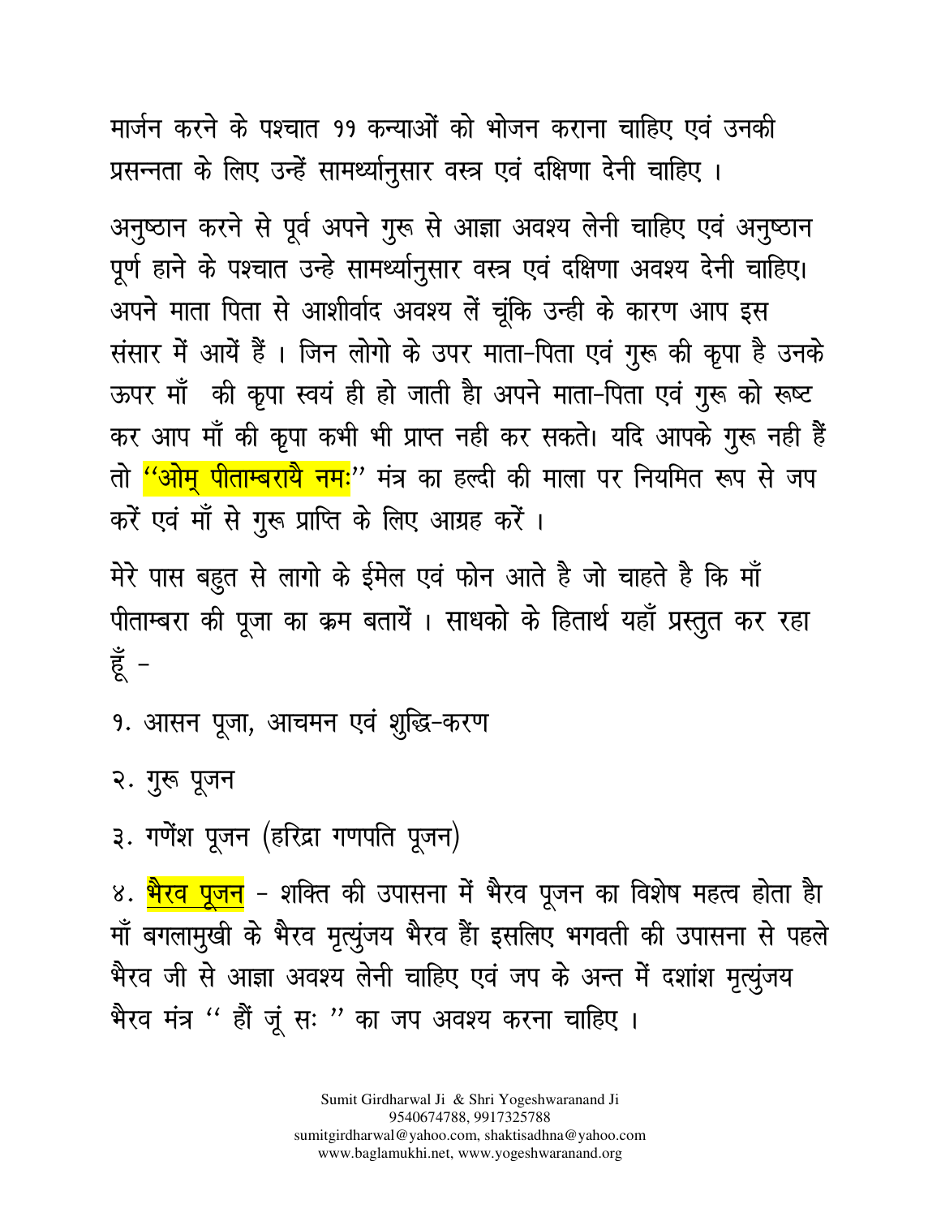मार्जन करने के पश्चात ११ कन्याओं को भोजन कराना चाहिए एवं उनकी प्रसन्नता के लिए उन्हें सामर्थ्यानुसार वस्त्र एवं दक्षिणा देनी चाहिए ।

अनुष्ठान करने से पूर्व अपने गुरू से आज्ञा अवश्य लेनी चाहिए एवं अनुष्ठान पूर्ण हाने के पश्चात उन्हे सामर्थ्यानुसार वस्त्र एवं दक्षिणा अवश्य देनी चाहिए। अपने माता पिता से आशीर्वाद अवश्य लें चूंकि उन्ही के कारण आप इस संसार में आयें हैं । जिन लोगो के उपर माता-पिता एवं गुरू की कृपा है उनके ऊपर माँ की कृपा स्वयं ही हो जाती है अपने माता-पिता एवं गुरू को रूष्ट कर आप माँ की कृपा कभी भी प्राप्त नही कर सकते। यदि आपके गुरू नही हैं तो "ओम् पीताम्बरायै नमः" मंत्र का हल्दी की माला पर नियमित रूप से जप करें एवं माँ से गुरू प्राप्ति के लिए आग्रह करें ।

मेरे पास बहुत से लागो के ईमेल एवं फोन आते है जो चाहते है कि माँ पीताम्बरा की पूजा का क्रम बतायें । साधको के हितार्थ यहाँ प्रस्तुत कर रहा हूँ -

१. आसन पूजा, आचमन एवं शुद्धि-करण

२. गुरू पूजन

३. गणेंश पूजन (हरिद्रा गणपति पूजन)

४. भैरव पूजन - शक्ति की उपासना में भैरव पूजन का विशेष महत्व होता है माँ बगलामुखी के भैरव मृत्युंजय भैरव हैं इसलिए भगवती की उपासना से पहले भैरव जी से आज्ञा अवश्य लेनी चाहिए एवं जप के अन्त में दशांश मृत्युंजय भैरव मंत्र " हौं जूं सः " का जप अवश्य करना चाहिए ।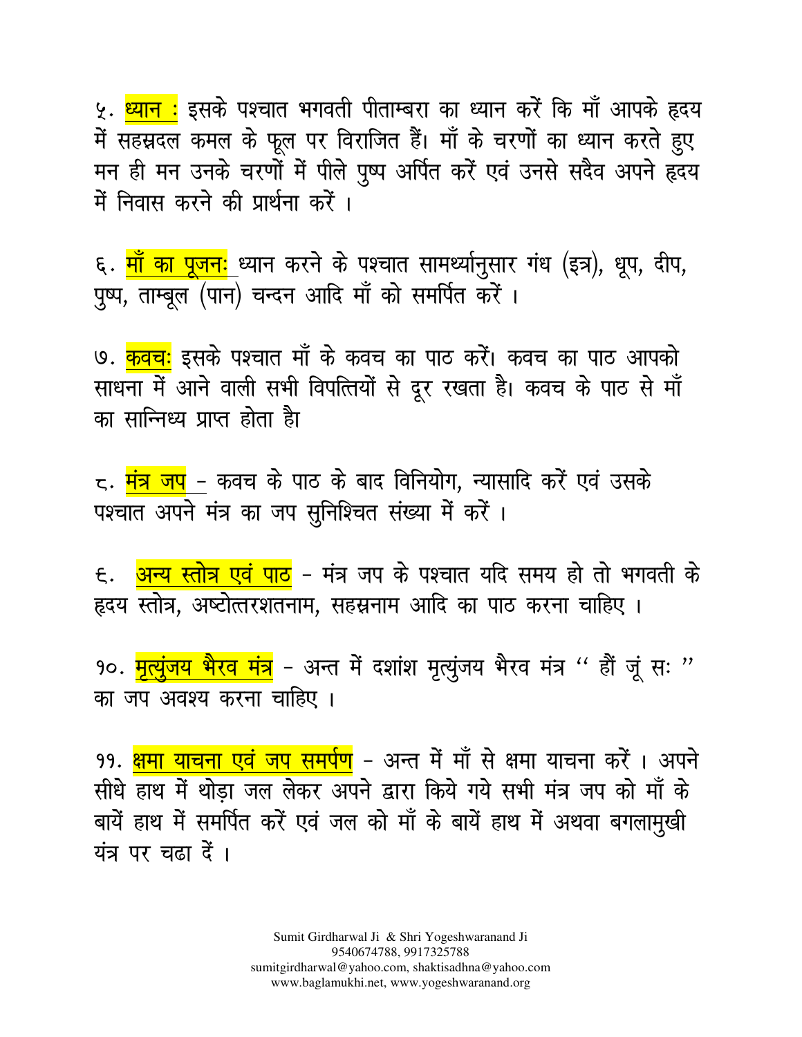५. **ध्यान :** इसके पश्चात भगवती पीताम्बरा का ध्यान करें कि माँ आपके हृदय में सहस्रदल कमल के फूल पर विराजित हैं। माँ के चरणों का ध्यान करते हुए मन ही मन उनके चरणों में पीले पुष्प अर्पित करें एवं उनसे सदैव अपने हृदय में निवास करने की प्रार्थना करें ।

६. **माँ का पूजनः** ध्यान करने के पश्चात सामर्थ्यानुसार गंध (इत्र), धूप, दीप, पुष्प, ताम्बूल (पान) चन्दन आदि माँ को समर्पित करें ।

७. **कवचः** इसके पश्चात माँ के कवच का पाठ करें। कवच का पाठ आपको साधना में आने वाली सभी विपत्तियों से दूर रखता है। कवच के पाठ से माँ का सान्निध्य प्राप्त होता है

८. **मंत्र जप** - कवच के पाठ के बाद विनियोग, न्यासादि करें एवं उसके पश्चात अपने मंत्र का जप सुनिश्चित संख्या में करें ।

९. **अन्य स्तोत्र एवं पाठ** - मंत्र जप के पश्चात यदि समय हो तो भगवती के हृदय स्तोत्र, अष्टोत्तरशतनाम, सहस्रनाम आदि का पाठ करना चाहिए ।

१०. **मृत्युंजय भैरव मंत्र** - अन्त में दशांश मृत्युंजय भैरव मंत्र " हौं जूं सः " का जप अवश्य करना चाहिए ।

११. **क्षमा याचना एवं जप समर्पण** - अन्त में माँ से क्षमा याचना करें । अपने सीधे हाथ में थोड़ा जल लेकर अपने द्वारा किये गये सभी मंत्र जप को माँ के बायें हाथ में समर्पित करें एवं जल को माँ के बायें हाथ में अथवा बगलामुखी यंत्र पर चढा दें ।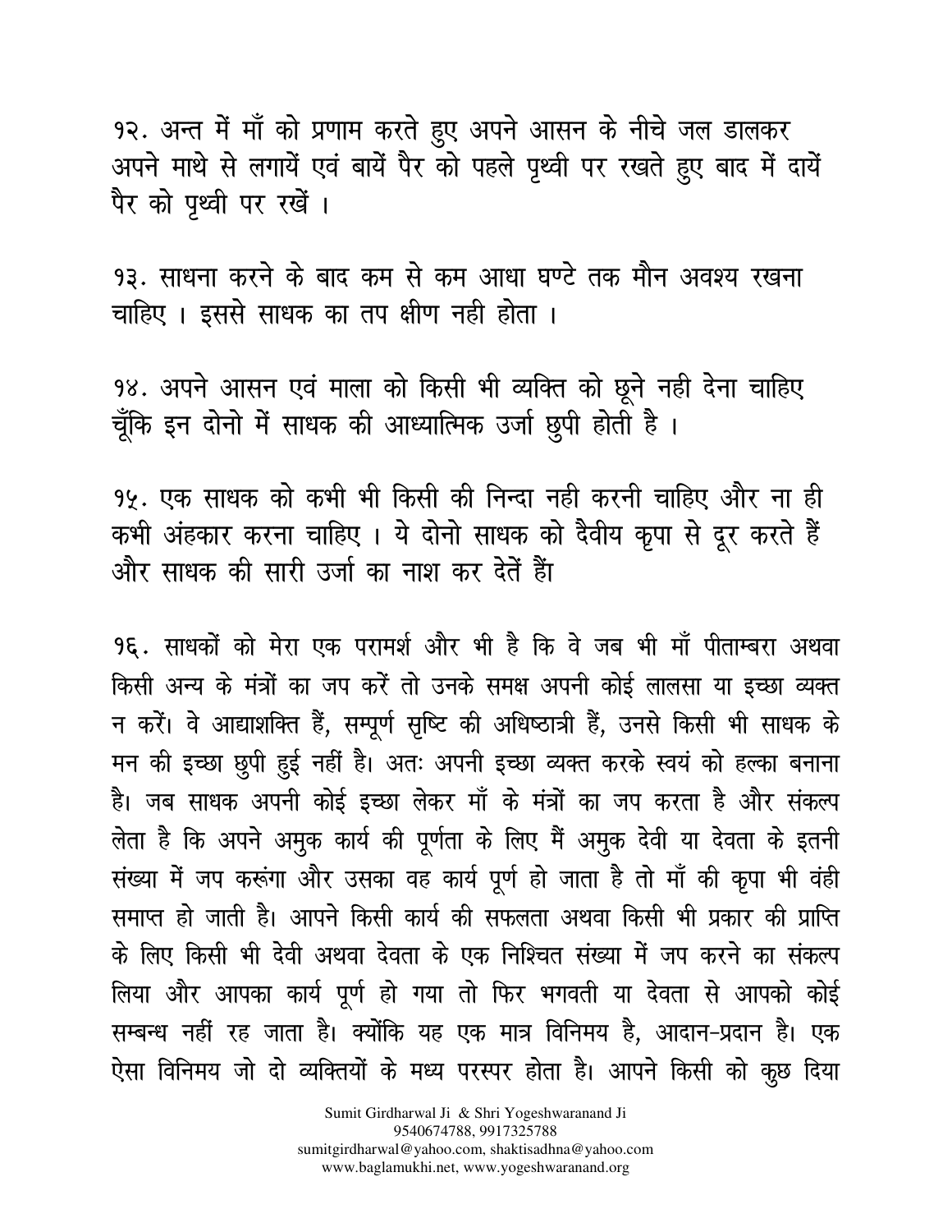१२. अन्त में माँ को प्रणाम करते हुए अपने आसन के नीचे जल डालकर अपने माथे से लगायें एवं बायें पैर को पहले पृथ्वी पर रखते हुए बाद में दायें पैर को पृथ्वी पर रखें ।

१३. साधना करने के बाद कम से कम आधा घण्टे तक मौन अवश्य रखना चाहिए । इससे साधक का तप क्षीण नही होता ।

१४. अपने आसन एवं माला को किसी भी व्यक्ति को छूने नही देना चाहिए चूँकि इन दोनो में साधक की आध्यात्मिक उर्जा छुपी होती है ।

१५. एक साधक को कभी भी किसी की निन्दा नही करनी चाहिए और ना ही कभी अंहकार करना चाहिए । ये दोनो साधक को दैवीय कृपा से दूर करते हैं और साधक की सारी उर्जा का नाश कर देतें हैं

१६. साधकों को मेरा एक परामर्श और भी है कि वे जब भी माँ पीताम्बरा अथवा किसी अन्य के मंत्रों का जप करें तो उनके समक्ष अपनी कोई लालसा या इच्छा व्यक्त न करें। वे आद्याशक्ति हैं, सम्पूर्ण सृष्टि की अधिष्ठात्री हैं, उनसे किसी भी साधक के मन की इच्छा छुपी हुई नहीं है। अतः अपनी इच्छा व्यक्त करके स्वयं को हल्का बनाना है। जब साधक अपनी कोई इच्छा लेकर माँ के मंत्रों का जप करता है और संकल्प लेता है कि अपने अमुक कार्य की पूर्णता के लिए मैं अमुक देवी या देवता के इतनी संख्या में जप करूंगा और उसका वह कार्य पूर्ण हो जाता है तो माँ की कृपा भी वंही समाप्त हो जाती है। आपने किसी कार्य की सफलता अथवा किसी भी प्रकार की प्राप्ति के लिए किसी भी देवी अथवा देवता के एक निश्चित संख्या में जप करने का संकल्प लिया और आपका कार्य पूर्ण हो गया तो फिर भगवती या देवता से आपको कोई सम्बन्ध नहीं रह जाता है। क्योंकि यह एक मात्र विनिमय है, आदान-प्रदान है। एक ऐसा विनिमय जो दो व्यक्तियों के मध्य परस्पर होता है। आपने किसी को कुछ दिया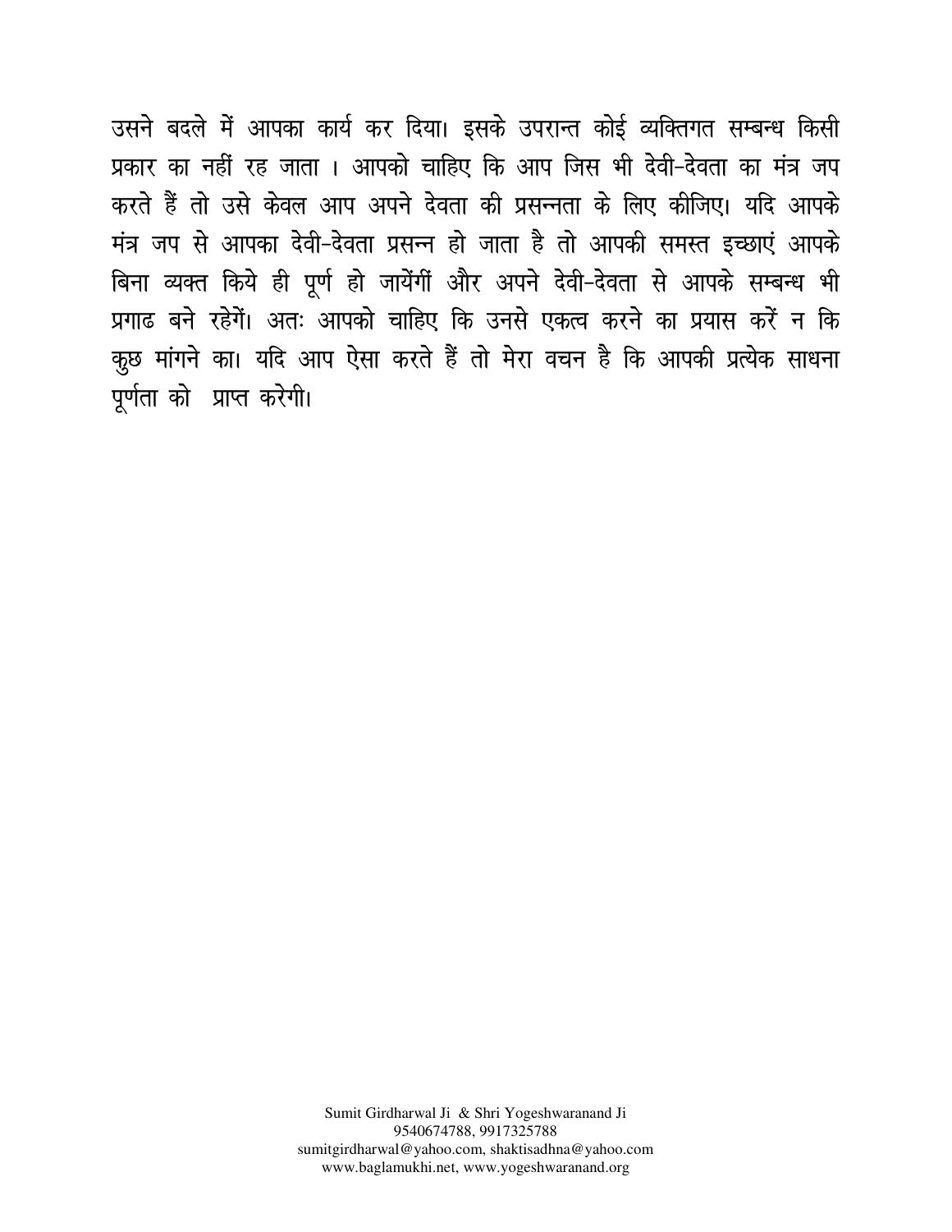उसने बदले में आपका कार्य कर दिया। इसके उपरान्त कोई व्यक्तिगत सम्बन्ध किसी प्रकार का नहीं रह जाता । आपको चाहिए कि आप जिस भी देवी-देवता का मंत्र जप करते हैं तो उसे केवल आप अपने देवता की प्रसन्नता के लिए कीजिए। यदि आपके मंत्र जप से आपका देवी-देवता प्रसन्न हो जाता है तो आपकी समस्त इच्छाएं आपके बिना व्यक्त किये ही पूर्ण हो जायेंगीं और अपने देवी-देवता से आपके सम्बन्ध भी प्रगाढ बने रहेगें। अतः आपको चाहिए कि उनसे एकत्व करने का प्रयास करें न कि कुछ मांगने का। यदि आप ऐसा करते हैं तो मेरा वचन है कि आपकी प्रत्येक साधना पूर्णता को प्राप्त करेगी।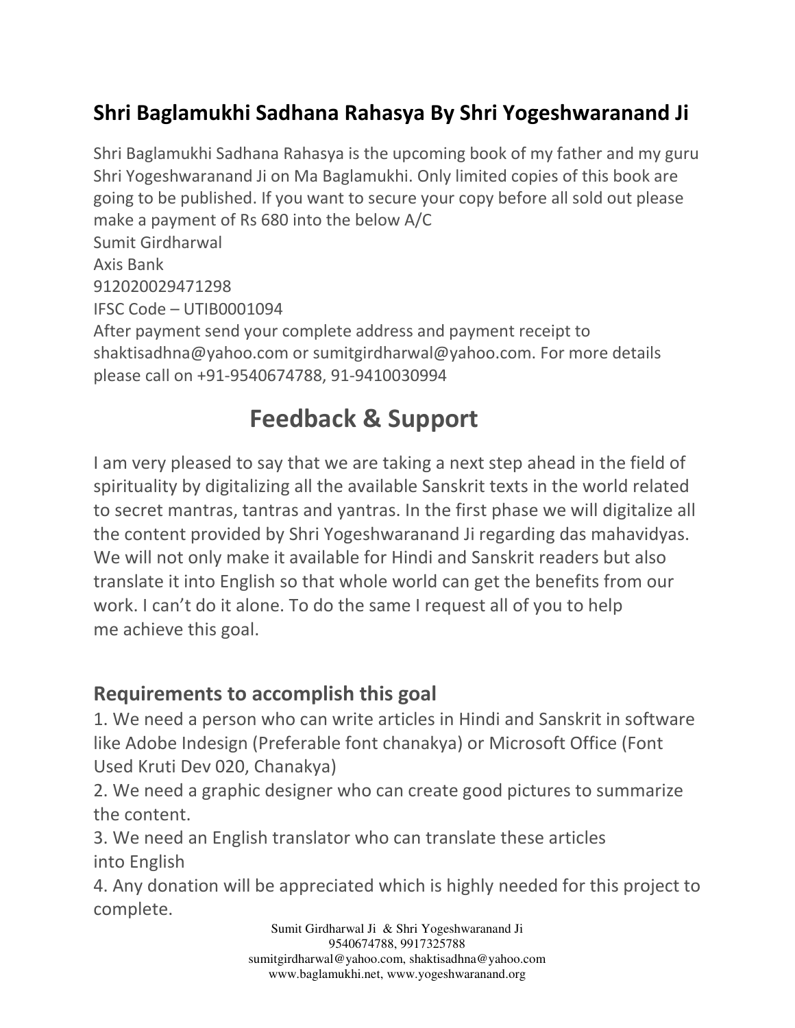## Shri Baglamukhi Sadhana Rahasya By Shri Yogeshwaranand Ji

Shri Baglamukhi Sadhana Rahasya is the upcoming book of my father and my guru Shri Yogeshwaranand Ji on Ma Baglamukhi. Only limited copies of this book are going to be published. If you want to secure your copy before all sold out please make a payment of Rs 680 into the below A/C
Sumit Girdharwal
Axis Bank
912020029471298
IFSC Code – UTIB0001094
After payment send your complete address and payment receipt to shaktisadhna@yahoo.com or sumitgirdharwal@yahoo.com. For more details please call on +91-9540674788, 91-9410030994

# Feedback & Support

I am very pleased to say that we are taking a next step ahead in the field of spirituality by digitalizing all the available Sanskrit texts in the world related to secret mantras, tantras and yantras. In the first phase we will digitalize all the content provided by Shri Yogeshwaranand Ji regarding das mahavidyas. We will not only make it available for Hindi and Sanskrit readers but also translate it into English so that whole world can get the benefits from our work. I can't do it alone. To do the same I request all of you to help me achieve this goal.

## Requirements to accomplish this goal

1. We need a person who can write articles in Hindi and Sanskrit in software like Adobe Indesign (Preferable font chanakya) or Microsoft Office (Font Used Kruti Dev 020, Chanakya)
2. We need a graphic designer who can create good pictures to summarize the content.
3. We need an English translator who can translate these articles into English
4. Any donation will be appreciated which is highly needed for this project to complete.

Sumit Girdharwal Ji & Shri Yogeshwaranand Ji
9540674788, 9917325788
sumitgirdharwal@yahoo.com, shaktisadhna@yahoo.com
www.baglamukhi.net, www.yogeshwaranand.org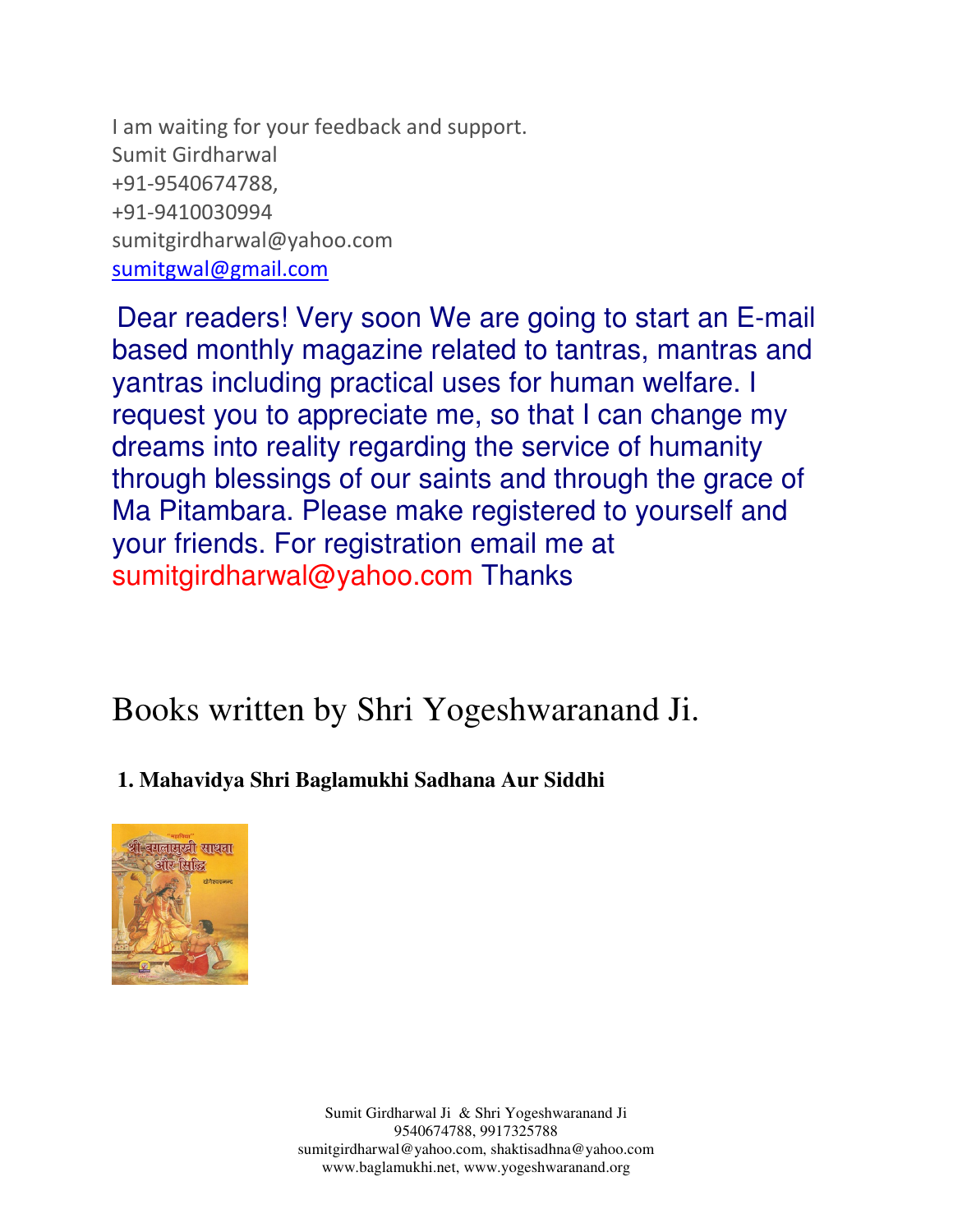I am waiting for your feedback and support.
Sumit Girdharwal
+91-9540674788,
+91-9410030994
sumitgirdharwal@yahoo.com
sumitgwal@gmail.com

Dear readers! Very soon We are going to start an E-mail based monthly magazine related to tantras, mantras and yantras including practical uses for human welfare. I request you to appreciate me, so that I can change my dreams into reality regarding the service of humanity through blessings of our saints and through the grace of Ma Pitambara. Please make registered to yourself and your friends. For registration email me at sumitgirdharwal@yahoo.com Thanks

# Books written by Shri Yogeshwaranand Ji.

**1. Mahavidya Shri Baglamukhi Sadhana Aur Siddhi**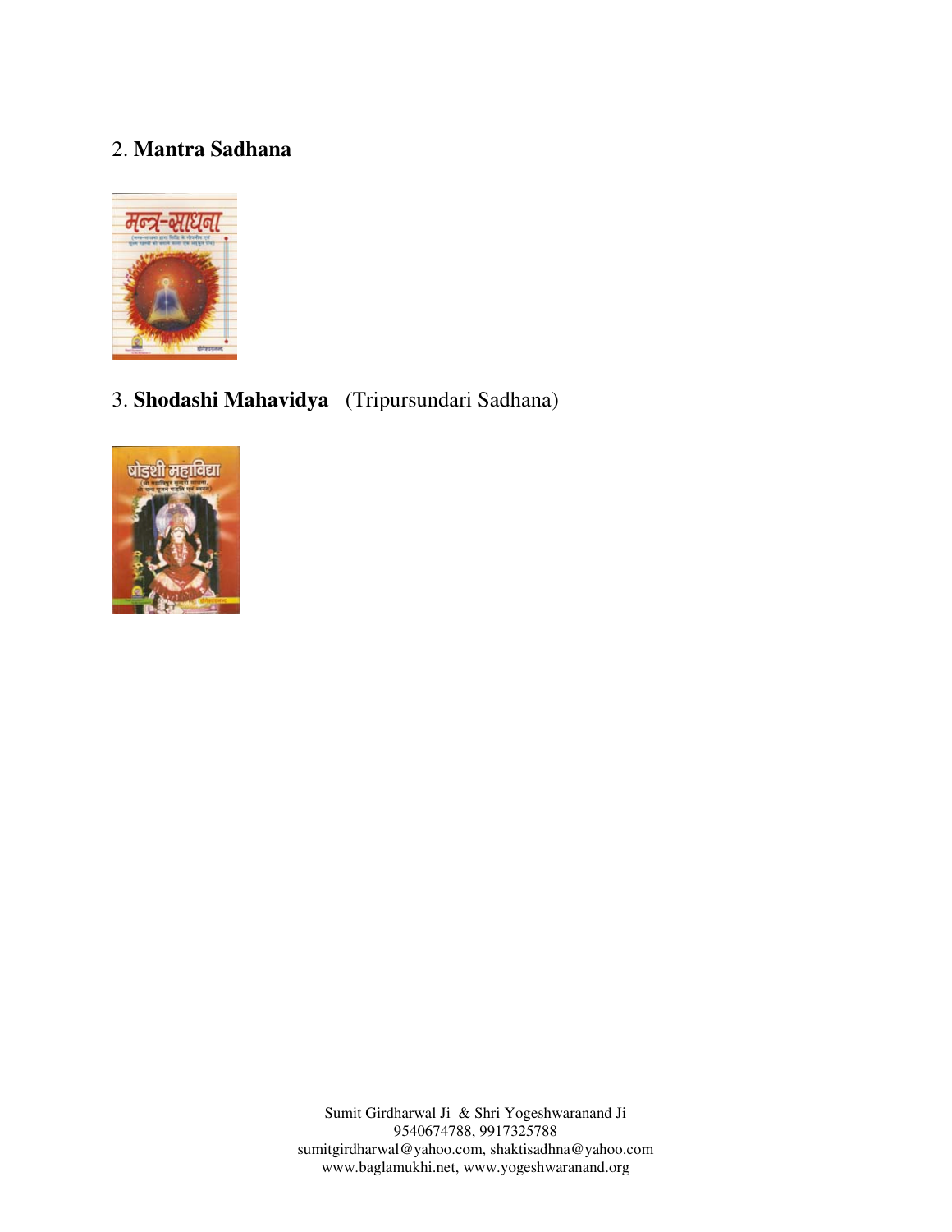2. **Mantra Sadhana**

3. **Shodashi Mahavidya** (Tripursundari Sadhana)